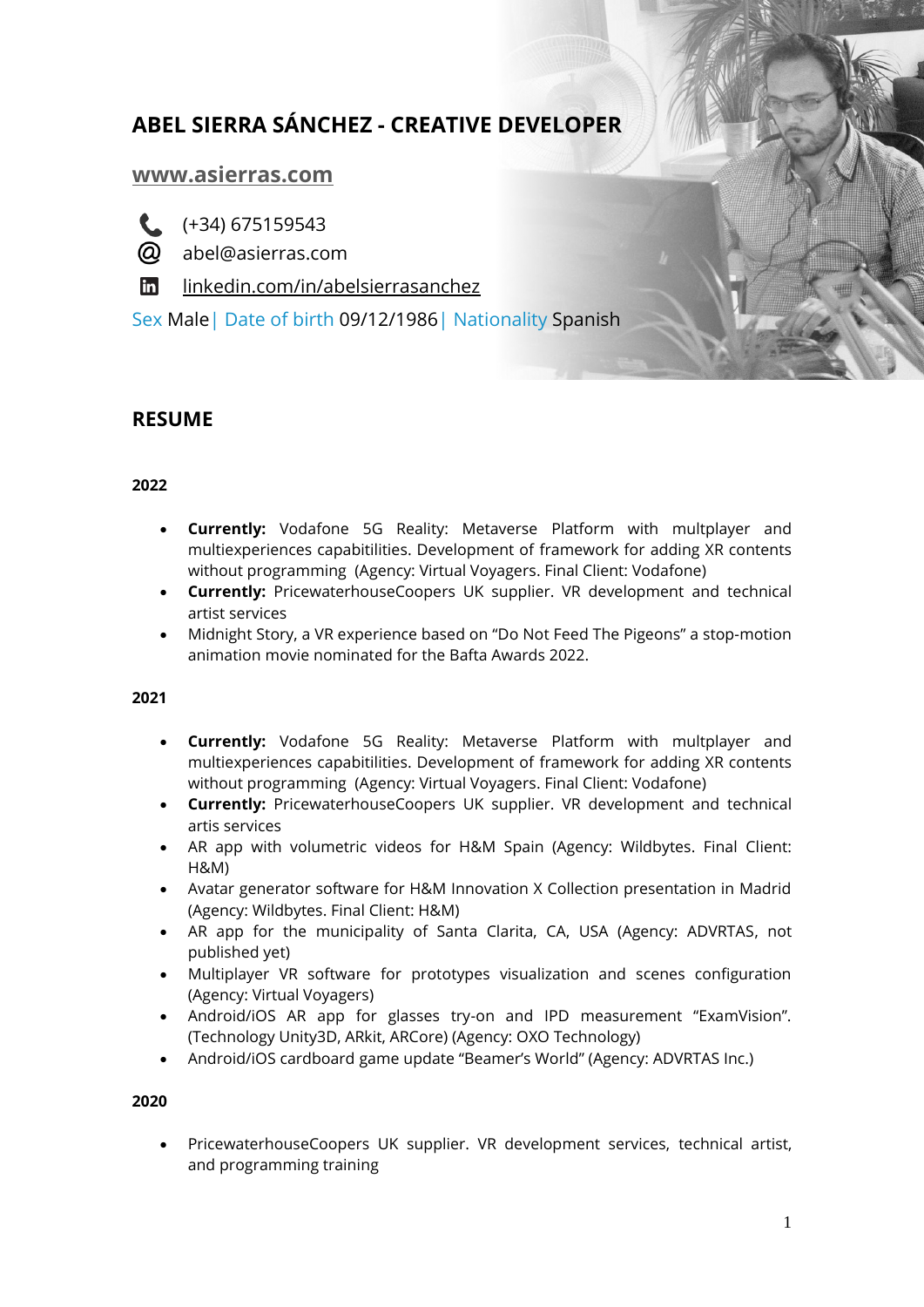# ABEL SIERRA SÁNCHEZ - CREATIVE DEVELOPER

[www.asierras.com](http://www.asierras.com)

(+34) 675159543

abel@asierras.com

linkedin.com/in/abelsierrasanchez

Sex Male | Date of birth 09/12/1986 | Nationality Spanish

## RESUME

### 2022

- **Currently:** Vodafone 5G Reality: Metaverse Platform with multplayer and multiexperiences capabitilities. Development of framework for adding XR contents without programming (Agency: Virtual Voyagers. Final Client: Vodafone)
- **Currently:** PricewaterhouseCoopers UK supplier. VR development and technical artist services
- Midnight Story, a VR experience based on "Do Not Feed The Pigeons" a stop-motion animation movie nominated for the Bafta Awards 2022.

### 2021

- **Currently:** Vodafone 5G Reality: Metaverse Platform with multplayer and multiexperiences capabitilities. Development of framework for adding XR contents without programming (Agency: Virtual Voyagers. Final Client: Vodafone)
- **Currently:** PricewaterhouseCoopers UK supplier. VR development and technical artis services
- AR app with volumetric videos for H&M Spain (Agency: Wildbytes. Final Client: H&M)
- Avatar generator software for H&M Innovation X Collection presentation in Madrid (Agency: Wildbytes. Final Client: H&M)
- AR app for the municipality of Santa Clarita, CA, USA (Agency: ADVRTAS, not published yet)
- Multiplayer VR software for prototypes visualization and scenes configuration (Agency: Virtual Voyagers)
- Android/iOS AR app for glasses try-on and IPD measurement "ExamVision". (Technology Unity3D, ARkit, ARCore) (Agency: OXO Technology)
- Android/iOS cardboard game update "Beamer's World" (Agency: ADVRTAS Inc.)

### 2020

- PricewaterhouseCoopers UK supplier. VR development services, technical artist, and programming training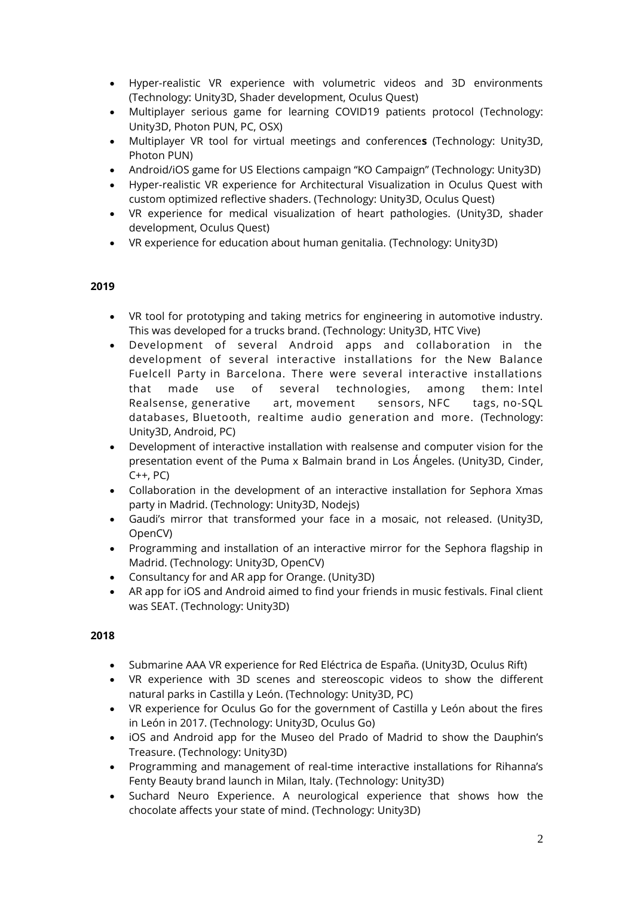- Hyper-realistic VR experience with volumetric videos and 3D environments (Technology: Unity3D, Shader development, Oculus Quest)
- Multiplayer serious game for learning COVID19 patients protocol (Technology: Unity3D, Photon PUN, PC, OSX)
- Multiplayer VR tool for virtual meetings and conference**s** (Technology: Unity3D, Photon PUN)
- Android/iOS game for US Elections campaign "KO Campaign" (Technology: Unity3D)
- Hyper-realistic VR experience for Architectural Visualization in Oculus Quest with custom optimized reflective shaders. (Technology: Unity3D, Oculus Quest)
- VR experience for medical visualization of heart pathologies. (Unity3D, shader development, Oculus Quest)
- VR experience for education about human genitalia. (Technology: Unity3D)

**2019**

- VR tool for prototyping and taking metrics for engineering in automotive industry. This was developed for a trucks brand. (Technology: Unity3D, HTC Vive)
- Development of several Android apps and collaboration in the development of several interactive installations for the New Balance Fuelcell Party in Barcelona. There were several interactive installations that made use of several technologies, among them: Intel Realsense, generative art, movement sensors, NFC tags, no-SQL databases, Bluetooth, realtime audio generation and more. (Technology: Unity3D, Android, PC)
- Development of interactive installation with realsense and computer vision for the presentation event of the Puma x Balmain brand in Los Ángeles. (Unity3D, Cinder, C++, PC)
- Collaboration in the development of an interactive installation for Sephora Xmas party in Madrid. (Technology: Unity3D, Nodejs)
- Gaudi's mirror that transformed your face in a mosaic, not released. (Unity3D, OpenCV)
- Programming and installation of an interactive mirror for the Sephora flagship in Madrid. (Technology: Unity3D, OpenCV)
- Consultancy for and AR app for Orange. (Unity3D)
- AR app for iOS and Android aimed to find your friends in music festivals. Final client was SEAT. (Technology: Unity3D)

**2018**

- Submarine AAA VR experience for Red Eléctrica de España. (Unity3D, Oculus Rift)
- VR experience with 3D scenes and stereoscopic videos to show the different natural parks in Castilla y León. (Technology: Unity3D, PC)
- VR experience for Oculus Go for the government of Castilla y León about the fires in León in 2017. (Technology: Unity3D, Oculus Go)
- iOS and Android app for the Museo del Prado of Madrid to show the Dauphin's Treasure. (Technology: Unity3D)
- Programming and management of real-time interactive installations for Rihanna's Fenty Beauty brand launch in Milan, Italy. (Technology: Unity3D)
- Suchard Neuro Experience. A neurological experience that shows how the chocolate affects your state of mind. (Technology: Unity3D)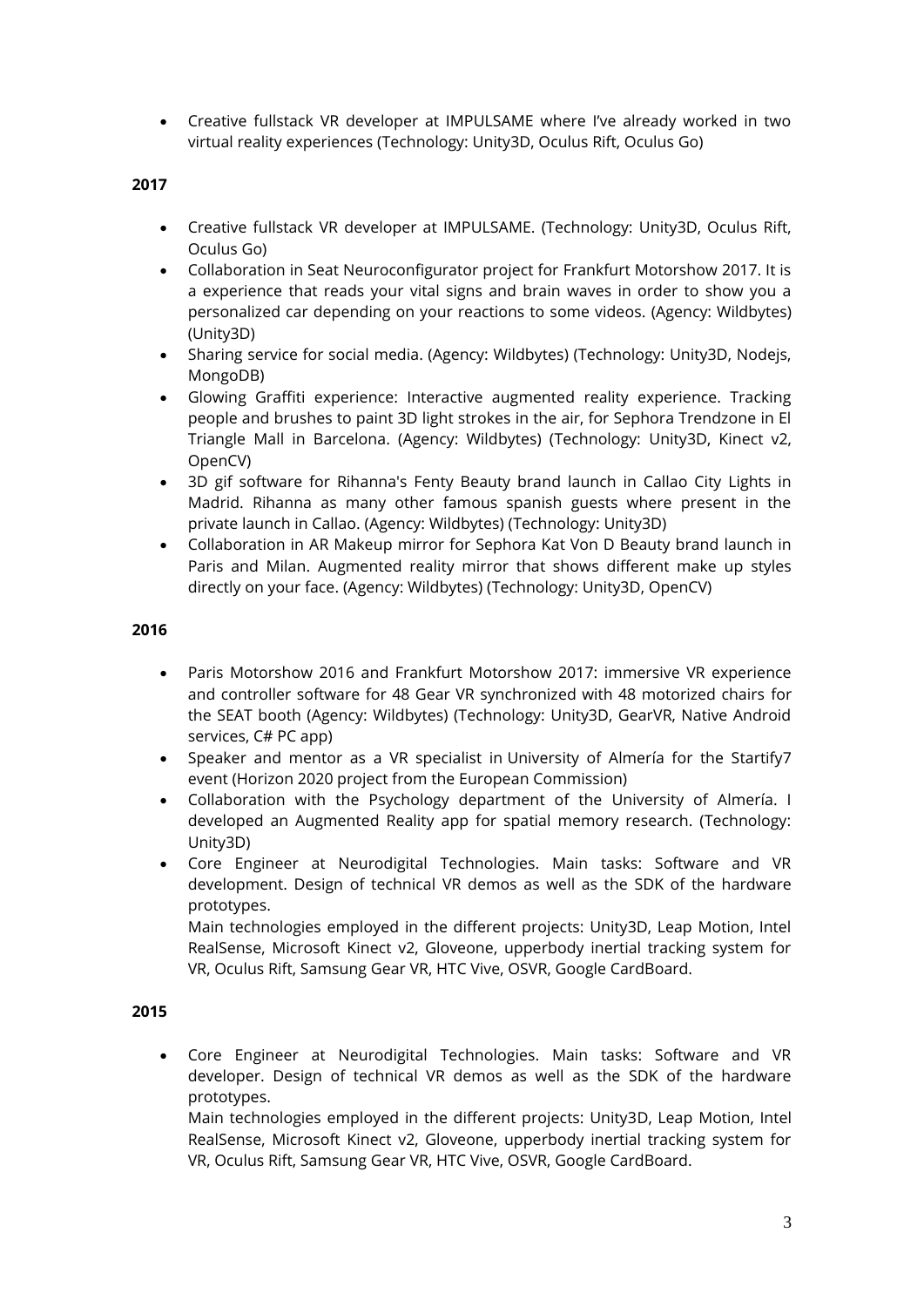- Creative fullstack VR developer at IMPULSAME where I've already worked in two virtual reality experiences (Technology: Unity3D, Oculus Rift, Oculus Go)

**2017**

- Creative fullstack VR developer at IMPULSAME. (Technology: Unity3D, Oculus Rift, Oculus Go)
- Collaboration in Seat Neuroconfigurator project for Frankfurt Motorshow 2017. It is a experience that reads your vital signs and brain waves in order to show you a personalized car depending on your reactions to some videos. (Agency: Wildbytes) (Unity3D)
- Sharing service for social media. (Agency: Wildbytes) (Technology: Unity3D, Nodejs, MongoDB)
- Glowing Graffiti experience: Interactive augmented reality experience. Tracking people and brushes to paint 3D light strokes in the air, for Sephora Trendzone in El Triangle Mall in Barcelona. (Agency: Wildbytes) (Technology: Unity3D, Kinect v2, OpenCV)
- 3D gif software for Rihanna's Fenty Beauty brand launch in Callao City Lights in Madrid. Rihanna as many other famous spanish guests where present in the private launch in Callao. (Agency: Wildbytes) (Technology: Unity3D)
- Collaboration in AR Makeup mirror for Sephora Kat Von D Beauty brand launch in Paris and Milan. Augmented reality mirror that shows different make up styles directly on your face. (Agency: Wildbytes) (Technology: Unity3D, OpenCV)

**2016**

- Paris Motorshow 2016 and Frankfurt Motorshow 2017: immersive VR experience and controller software for 48 Gear VR synchronized with 48 motorized chairs for the SEAT booth (Agency: Wildbytes) (Technology: Unity3D, GearVR, Native Android services, C# PC app)
- Speaker and mentor as a VR specialist in University of Almería for the Startify7 event (Horizon 2020 project from the European Commission)
- Collaboration with the Psychology department of the University of Almería. I developed an Augmented Reality app for spatial memory research. (Technology: Unity3D)
- Core Engineer at Neurodigital Technologies. Main tasks: Software and VR development. Design of technical VR demos as well as the SDK of the hardware prototypes.
  Main technologies employed in the different projects: Unity3D, Leap Motion, Intel RealSense, Microsoft Kinect v2, Gloveone, upperbody inertial tracking system for VR, Oculus Rift, Samsung Gear VR, HTC Vive, OSVR, Google CardBoard.

**2015**

- Core Engineer at Neurodigital Technologies. Main tasks: Software and VR developer. Design of technical VR demos as well as the SDK of the hardware prototypes.
  Main technologies employed in the different projects: Unity3D, Leap Motion, Intel RealSense, Microsoft Kinect v2, Gloveone, upperbody inertial tracking system for VR, Oculus Rift, Samsung Gear VR, HTC Vive, OSVR, Google CardBoard.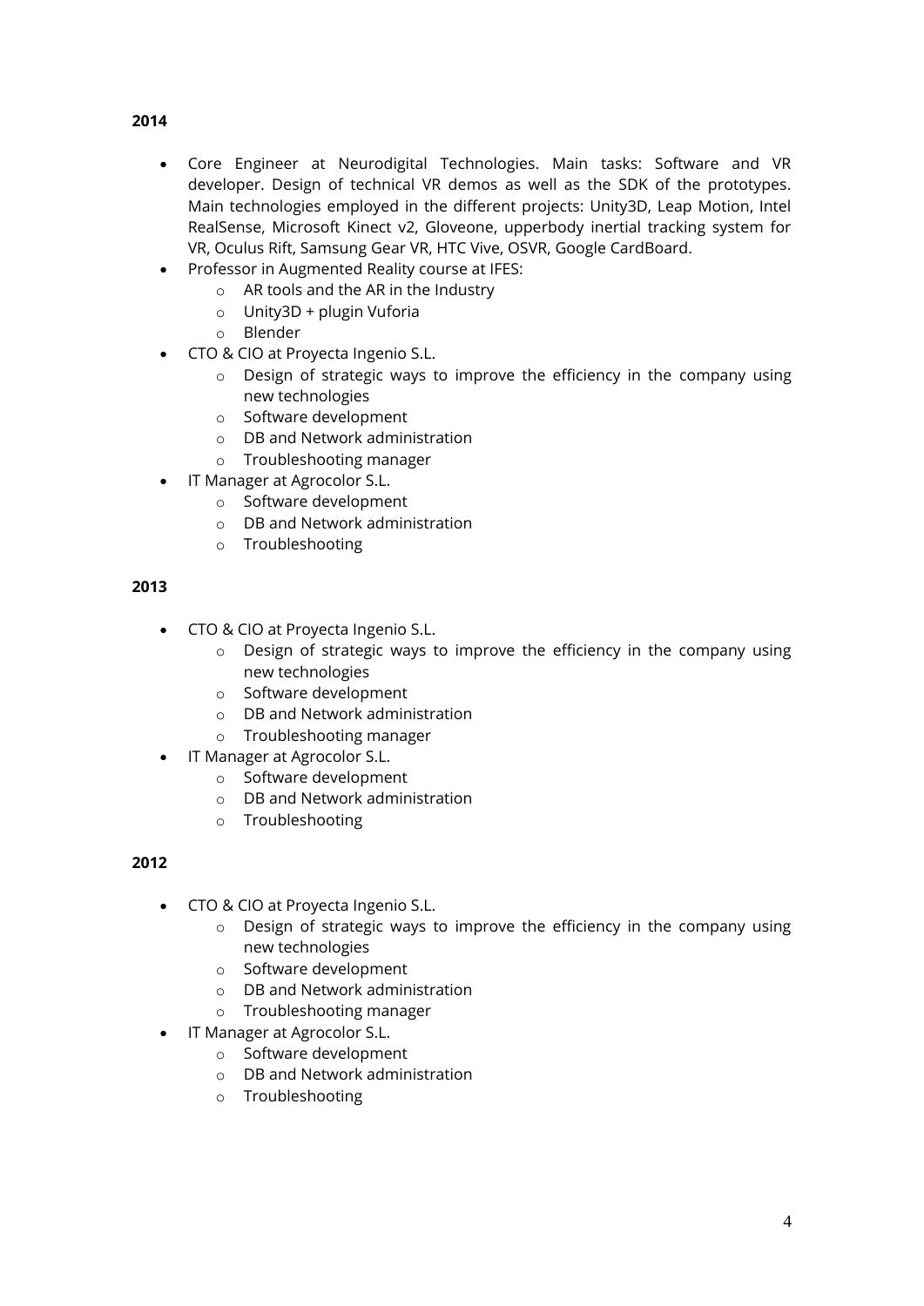**2014**

- Core Engineer at Neurodigital Technologies. Main tasks: Software and VR developer. Design of technical VR demos as well as the SDK of the prototypes. Main technologies employed in the different projects: Unity3D, Leap Motion, Intel RealSense, Microsoft Kinect v2, Gloveone, upperbody inertial tracking system for VR, Oculus Rift, Samsung Gear VR, HTC Vive, OSVR, Google CardBoard.
- Professor in Augmented Reality course at IFES:
  - AR tools and the AR in the Industry
  - Unity3D + plugin Vuforia
  - Blender
- CTO & CIO at Proyecta Ingenio S.L.
  - Design of strategic ways to improve the efficiency in the company using new technologies
  - Software development
  - DB and Network administration
  - Troubleshooting manager
- IT Manager at Agrocolor S.L.
  - Software development
  - DB and Network administration
  - Troubleshooting

**2013**

- CTO & CIO at Proyecta Ingenio S.L.
  - Design of strategic ways to improve the efficiency in the company using new technologies
  - Software development
  - DB and Network administration
  - Troubleshooting manager
- IT Manager at Agrocolor S.L.
  - Software development
  - DB and Network administration
  - Troubleshooting

**2012**

- CTO & CIO at Proyecta Ingenio S.L.
  - Design of strategic ways to improve the efficiency in the company using new technologies
  - Software development
  - DB and Network administration
  - Troubleshooting manager
- IT Manager at Agrocolor S.L.
  - Software development
  - DB and Network administration
  - Troubleshooting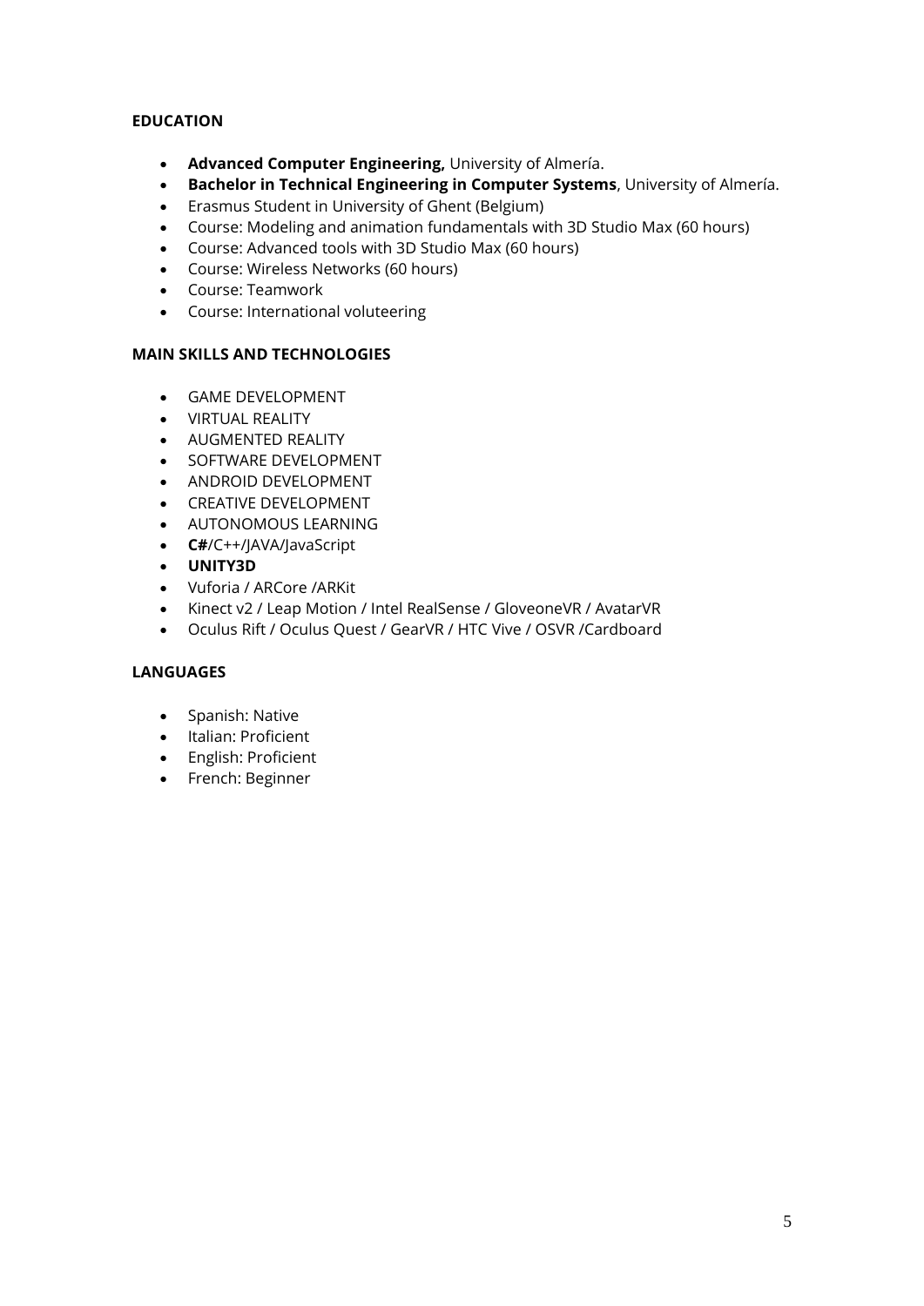## EDUCATION

- **Advanced Computer Engineering,** University of Almería.
- **Bachelor in Technical Engineering in Computer Systems**, University of Almería.
- Erasmus Student in University of Ghent (Belgium)
- Course: Modeling and animation fundamentals with 3D Studio Max (60 hours)
- Course: Advanced tools with 3D Studio Max (60 hours)
- Course: Wireless Networks (60 hours)
- Course: Teamwork
- Course: International voluteering

## MAIN SKILLS AND TECHNOLOGIES

- GAME DEVELOPMENT
- VIRTUAL REALITY
- AUGMENTED REALITY
- SOFTWARE DEVELOPMENT
- ANDROID DEVELOPMENT
- CREATIVE DEVELOPMENT
- AUTONOMOUS LEARNING
- **C#**/C++/JAVA/JavaScript
- **UNITY3D**
- Vuforia / ARCore /ARKit
- Kinect v2 / Leap Motion / Intel RealSense / GloveoneVR / AvatarVR
- Oculus Rift / Oculus Quest / GearVR / HTC Vive / OSVR /Cardboard

## LANGUAGES

- Spanish: Native
- Italian: Proficient
- English: Proficient
- French: Beginner